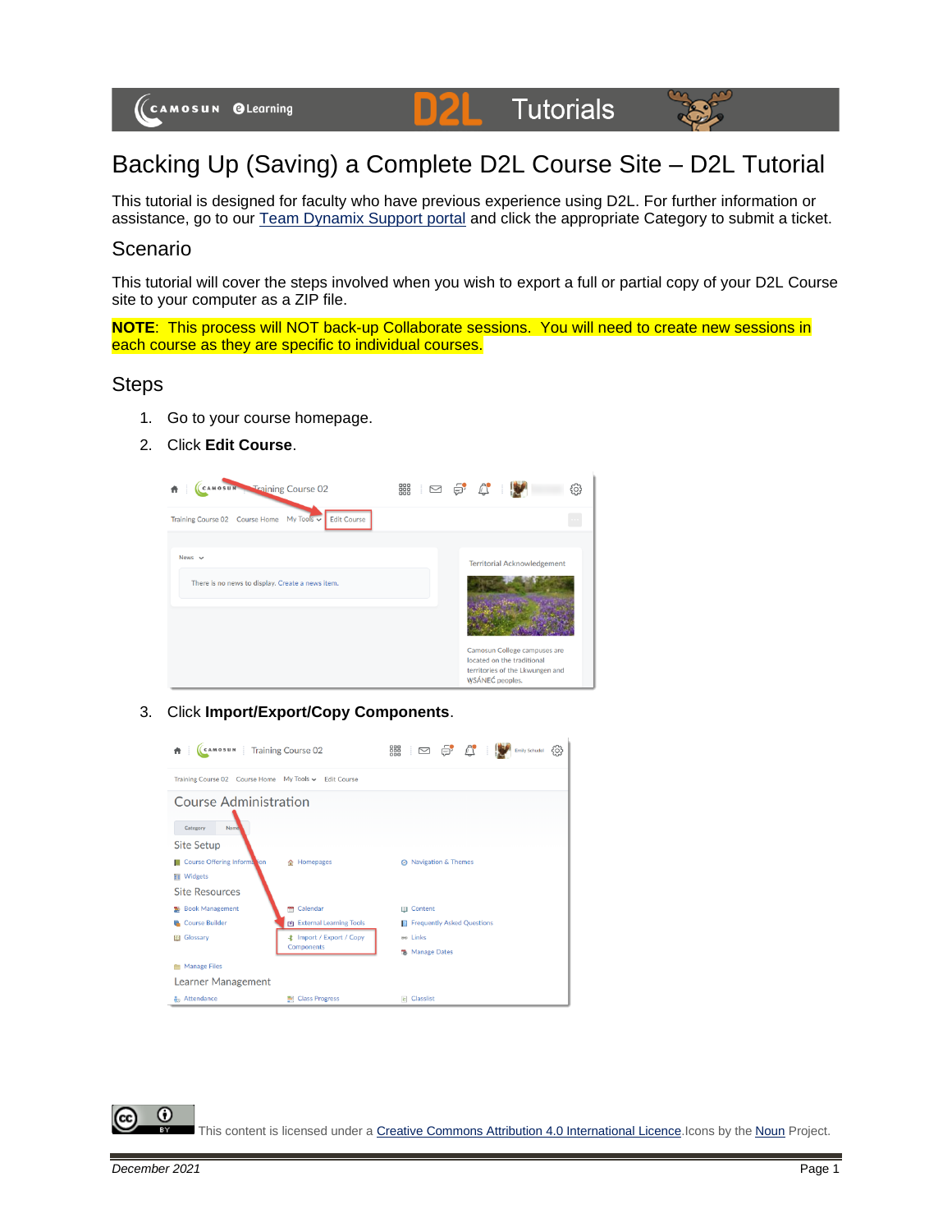# Backing Up (Saving) a Complete D2L Course Site – D2L Tutorial

This tutorial is designed for faculty who have previous experience using D2L. For further information or assistance, go to our Team Dynamix Support portal and click the appropriate Category to submit a ticket.

## Scenario

This tutorial will cover the steps involved when you wish to export a full or partial copy of your D2L Course site to your computer as a ZIP file.

**NOTE**: This process will NOT back-up Collaborate sessions. You will need to create new sessions in each course as they are specific to individual courses.

## Steps

1. Go to your course homepage.
2. Click **Edit Course**.
3. Click **Import/Export/Copy Components**.

This content is licensed under a Creative Commons Attribution 4.0 International Licence. Icons by the Noun Project.

*December 2021*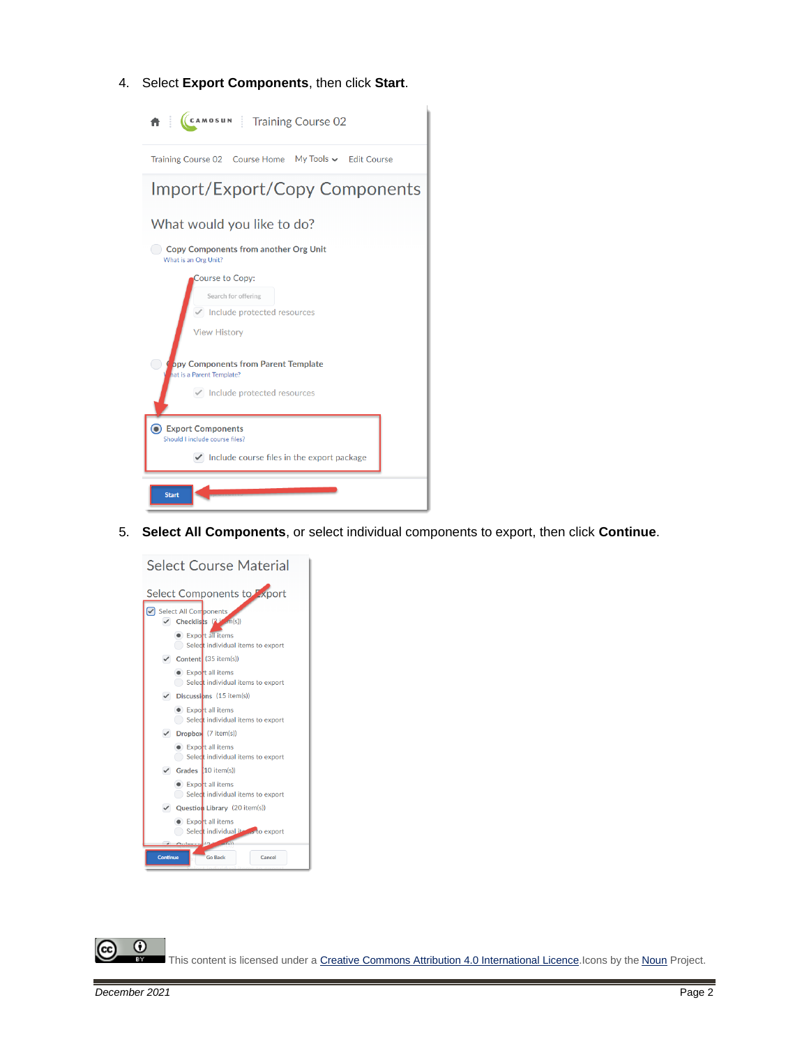4. Select **Export Components**, then click **Start**.

5. **Select All Components**, or select individual components to export, then click **Continue**.

This content is licensed under a Creative Commons Attribution 4.0 International Licence.Icons by the Noun Project.

*December 2021*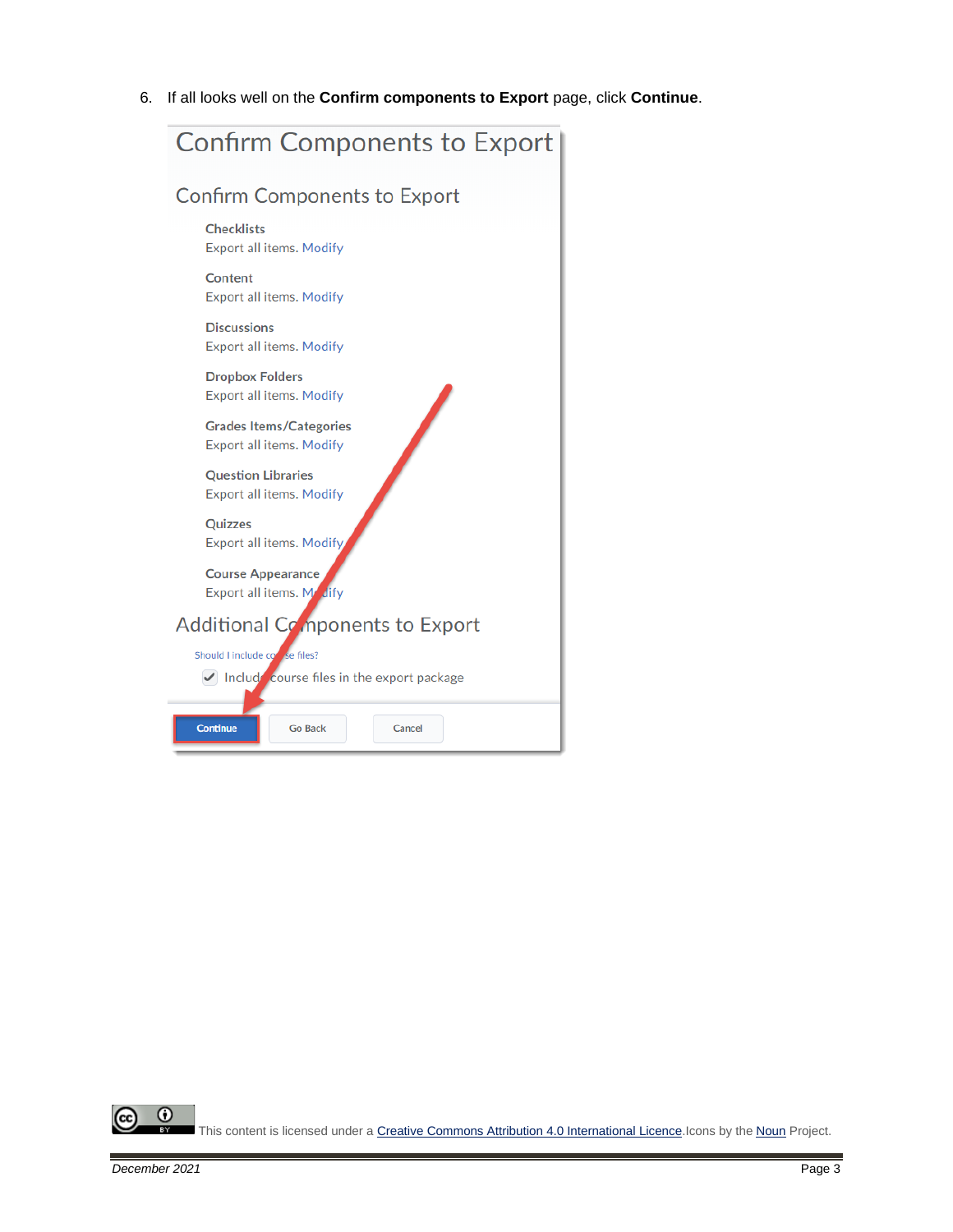6. If all looks well on the **Confirm components to Export** page, click **Continue**.

This content is licensed under a [Creative Commons Attribution 4.0 International Licence](). Icons by the [Noun]() Project.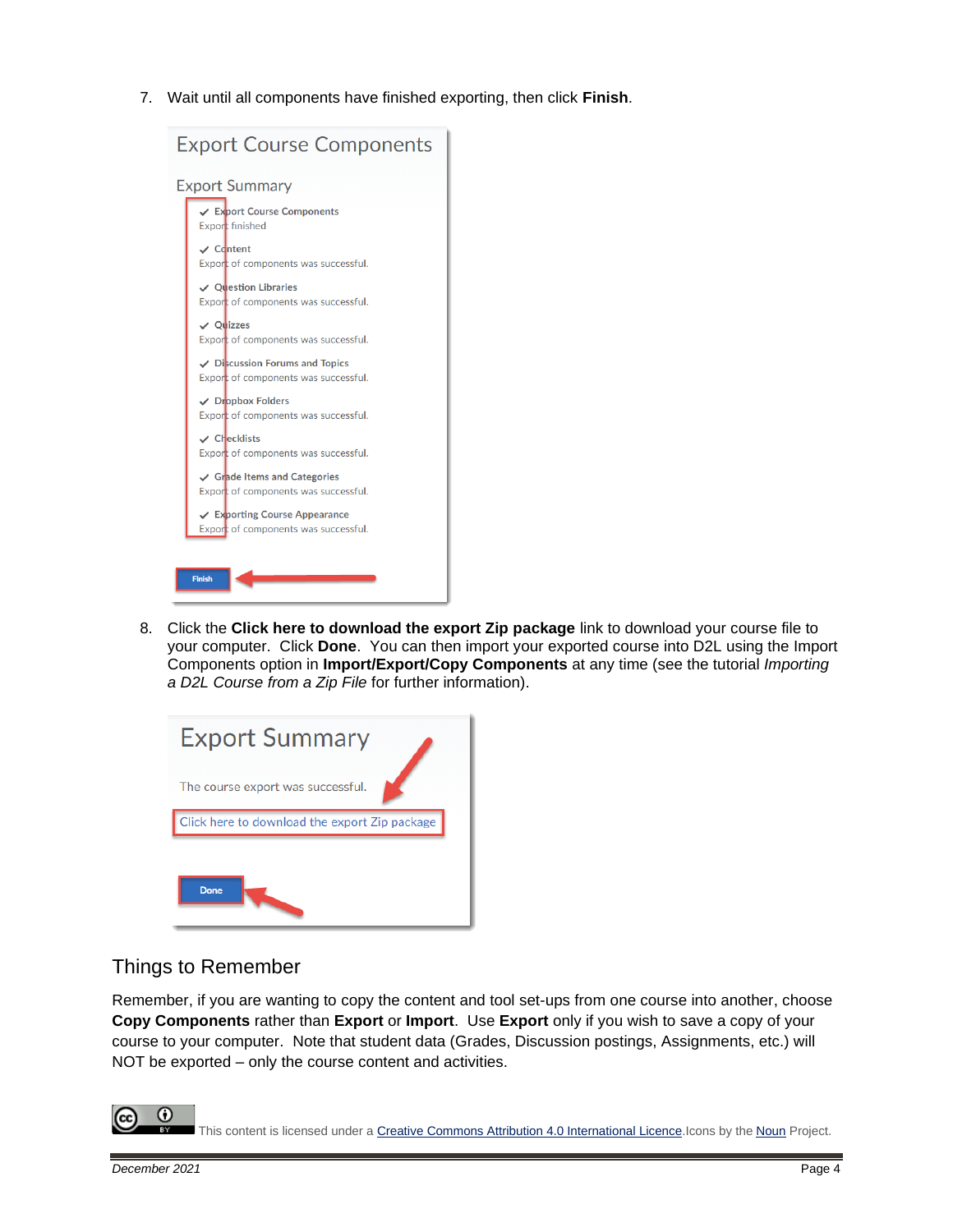7. Wait until all components have finished exporting, then click **Finish**.

8. Click the **Click here to download the export Zip package** link to download your course file to your computer. Click **Done**. You can then import your exported course into D2L using the Import Components option in **Import/Export/Copy Components** at any time (see the tutorial *Importing a D2L Course from a Zip File* for further information).

## Things to Remember

Remember, if you are wanting to copy the content and tool set-ups from one course into another, choose **Copy Components** rather than **Export** or **Import**. Use **Export** only if you wish to save a copy of your course to your computer. Note that student data (Grades, Discussion postings, Assignments, etc.) will NOT be exported – only the course content and activities.

This content is licensed under a Creative Commons Attribution 4.0 International Licence. Icons by the Noun Project.

December 2021